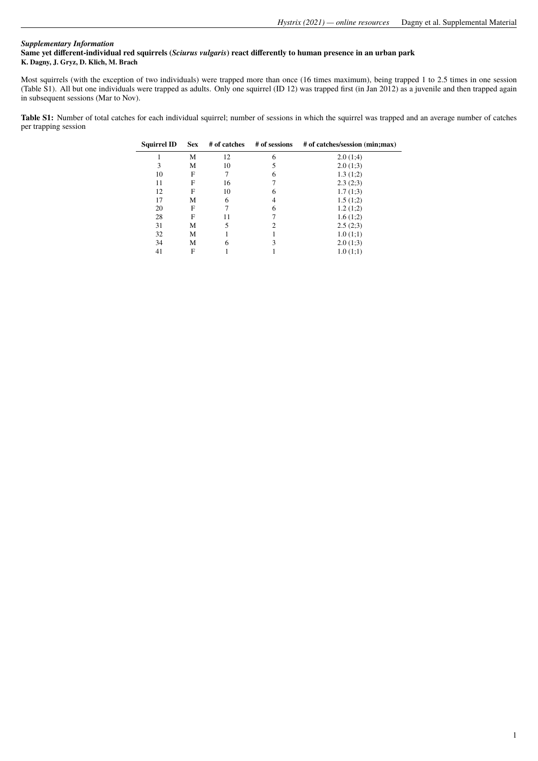***Supplementary Information***

**Same yet different-individual red squirrels (*Sciurus vulgaris*) react differently to human presence in an urban park**

**K. Dagny, J. Gryz, D. Klich, M. Brach**

Most squirrels (with the exception of two individuals) were trapped more than once (16 times maximum), being trapped 1 to 2.5 times in one session (Table S1). All but one individuals were trapped as adults. Only one squirrel (ID 12) was trapped first (in Jan 2012) as a juvenile and then trapped again in subsequent sessions (Mar to Nov).

**Table S1:** Number of total catches for each individual squirrel; number of sessions in which the squirrel was trapped and an average number of catches per trapping session

| Squirrel ID | Sex | # of catches | # of sessions | # of catches/session (min;max) |
|---|---|---|---|---|
| 1 | M | 12 | 6 | 2.0 (1;4) |
| 3 | M | 10 | 5 | 2.0 (1;3) |
| 10 | F | 7 | 6 | 1.3 (1;2) |
| 11 | F | 16 | 7 | 2.3 (2;3) |
| 12 | F | 10 | 6 | 1.7 (1;3) |
| 17 | M | 6 | 4 | 1.5 (1;2) |
| 20 | F | 7 | 6 | 1.2 (1;2) |
| 28 | F | 11 | 7 | 1.6 (1;2) |
| 31 | M | 5 | 2 | 2.5 (2;3) |
| 32 | M | 1 | 1 | 1.0 (1;1) |
| 34 | M | 6 | 3 | 2.0 (1;3) |
| 41 | F | 1 | 1 | 1.0 (1;1) |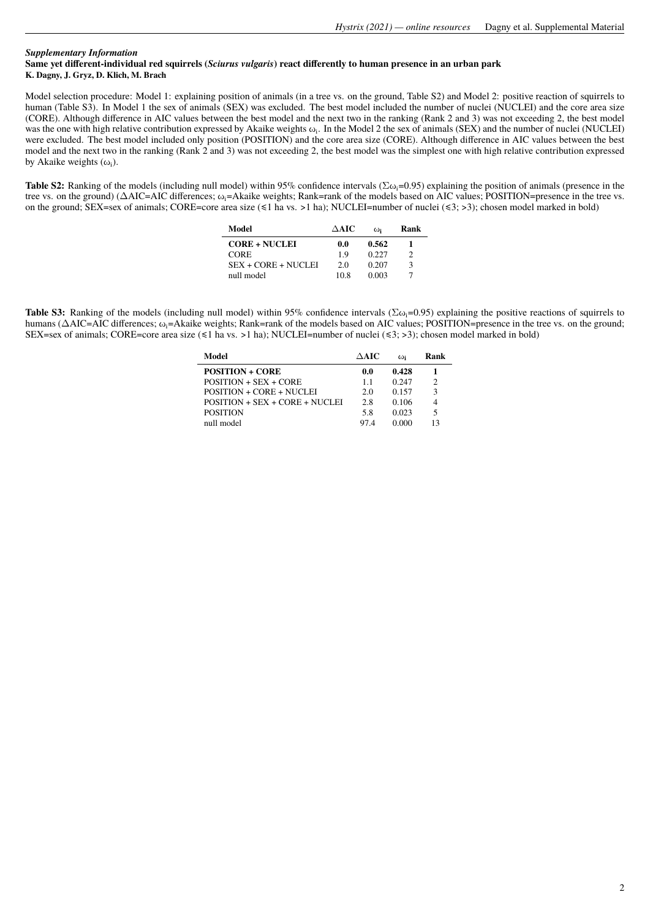***Supplementary Information***

**Same yet different-individual red squirrels (*Sciurus vulgaris*) react differently to human presence in an urban park**

**K. Dagny, J. Gryz, D. Klich, M. Brach**

Model selection procedure: Model 1: explaining position of animals (in a tree vs. on the ground, Table S2) and Model 2: positive reaction of squirrels to human (Table S3). In Model 1 the sex of animals (SEX) was excluded. The best model included the number of nuclei (NUCLEI) and the core area size (CORE). Although difference in AIC values between the best model and the next two in the ranking (Rank 2 and 3) was not exceeding 2, the best model was the one with high relative contribution expressed by Akaike weights $\omega_i$. In the Model 2 the sex of animals (SEX) and the number of nuclei (NUCLEI) were excluded. The best model included only position (POSITION) and the core area size (CORE). Although difference in AIC values between the best model and the next two in the ranking (Rank 2 and 3) was not exceeding 2, the best model was the simplest one with high relative contribution expressed by Akaike weights ($\omega_i$).

**Table S2:** Ranking of the models (including null model) within 95% confidence intervals ($\Sigma\omega_i$=0.95) explaining the position of animals (presence in the tree vs. on the ground) ($\Delta$AIC=AIC differences; $\omega_i$=Akaike weights; Rank=rank of the models based on AIC values; POSITION=presence in the tree vs. on the ground; SEX=sex of animals; CORE=core area size (≤1 ha vs. >1 ha); NUCLEI=number of nuclei (≤3; >3); chosen model marked in bold)

| Model | $\Delta$AIC | $\omega_i$ | Rank |
|---|---|---|---|
| **CORE + NUCLEI** | **0.0** | **0.562** | **1** |
| CORE | 1.9 | 0.227 | 2 |
| SEX + CORE + NUCLEI | 2.0 | 0.207 | 3 |
| null model | 10.8 | 0.003 | 7 |

**Table S3:** Ranking of the models (including null model) within 95% confidence intervals ($\Sigma\omega_i$=0.95) explaining the positive reactions of squirrels to humans ($\Delta$AIC=AIC differences; $\omega_i$=Akaike weights; Rank=rank of the models based on AIC values; POSITION=presence in the tree vs. on the ground; SEX=sex of animals; CORE=core area size (≤1 ha vs. >1 ha); NUCLEI=number of nuclei (≤3; >3); chosen model marked in bold)

| Model | $\Delta$AIC | $\omega_i$ | Rank |
|---|---|---|---|
| **POSITION + CORE** | **0.0** | **0.428** | **1** |
| POSITION + SEX + CORE | 1.1 | 0.247 | 2 |
| POSITION + CORE + NUCLEI | 2.0 | 0.157 | 3 |
| POSITION + SEX + CORE + NUCLEI | 2.8 | 0.106 | 4 |
| POSITION | 5.8 | 0.023 | 5 |
| null model | 97.4 | 0.000 | 13 |